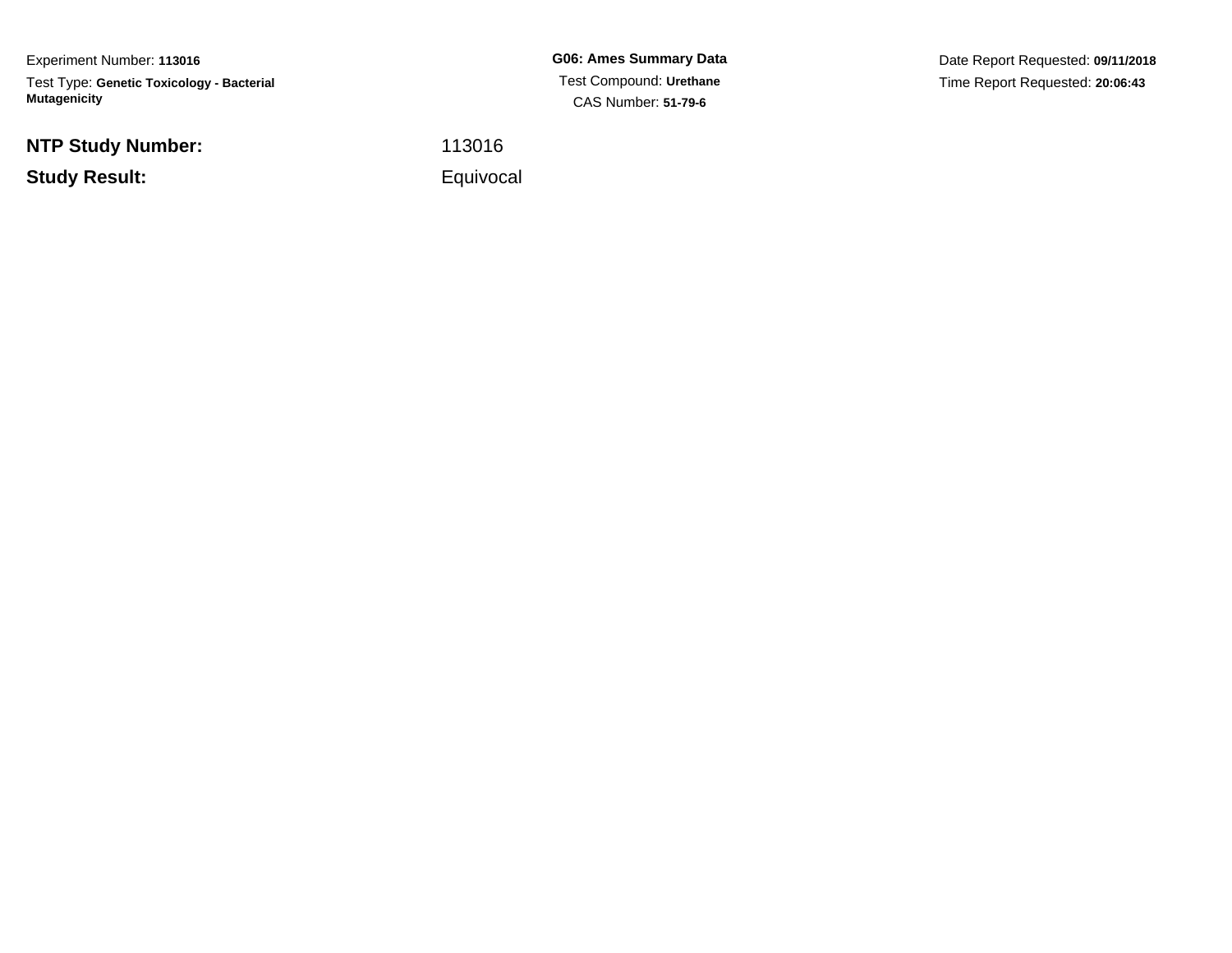Experiment Number: **113016**

Test Type: **Genetic Toxicology - Bacterial Mutagenicity**

**G06: Ames Summary Data**

Test Compound: **Urethane**

CAS Number: **51-79-6**

Date Report Requested: **09/11/2018**

Time Report Requested: **20:06:43**

| | |
|---|---|
| **NTP Study Number:** | 113016 |
| **Study Result:** | Equivocal |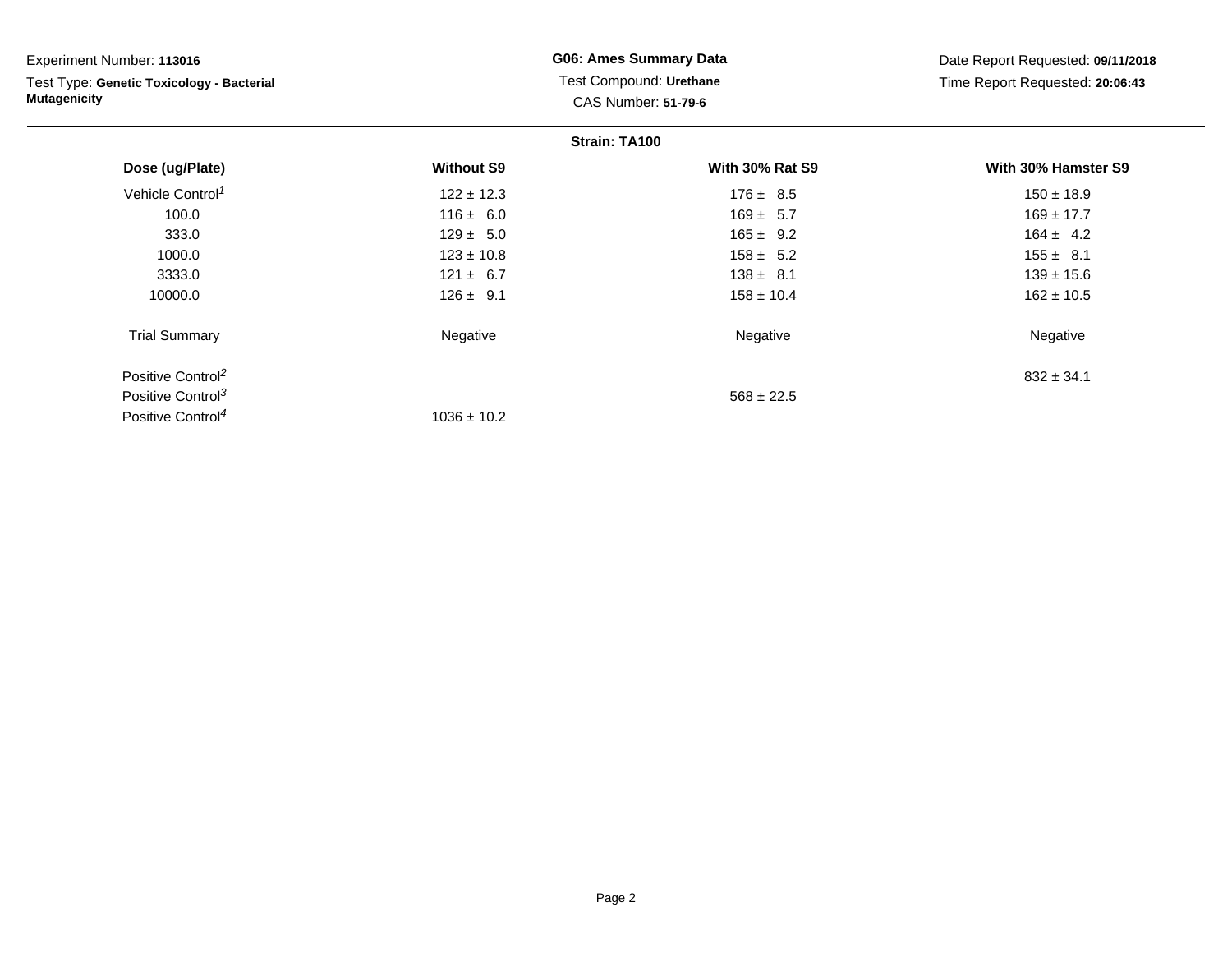Experiment Number: **113016**

Test Type: **Genetic Toxicology - Bacterial Mutagenicity**

**G06: Ames Summary Data**

Test Compound: **Urethane**

CAS Number: **51-79-6**

Date Report Requested: **09/11/2018**

Time Report Requested: **20:06:43**

**Strain: TA100**

| Dose (ug/Plate) | Without S9 | With 30% Rat S9 | With 30% Hamster S9 |
|---|---|---|---|
| Vehicle Control[1] | 122 ± 12.3 | 176 ± 8.5 | 150 ± 18.9 |
| 100.0 | 116 ± 6.0 | 169 ± 5.7 | 169 ± 17.7 |
| 333.0 | 129 ± 5.0 | 165 ± 9.2 | 164 ± 4.2 |
| 1000.0 | 123 ± 10.8 | 158 ± 5.2 | 155 ± 8.1 |
| 3333.0 | 121 ± 6.7 | 138 ± 8.1 | 139 ± 15.6 |
| 10000.0 | 126 ± 9.1 | 158 ± 10.4 | 162 ± 10.5 |
| Trial Summary | Negative | Negative | Negative |
| Positive Control[2] | | | 832 ± 34.1 |
| Positive Control[3] | | 568 ± 22.5 | |
| Positive Control[4] | 1036 ± 10.2 | | |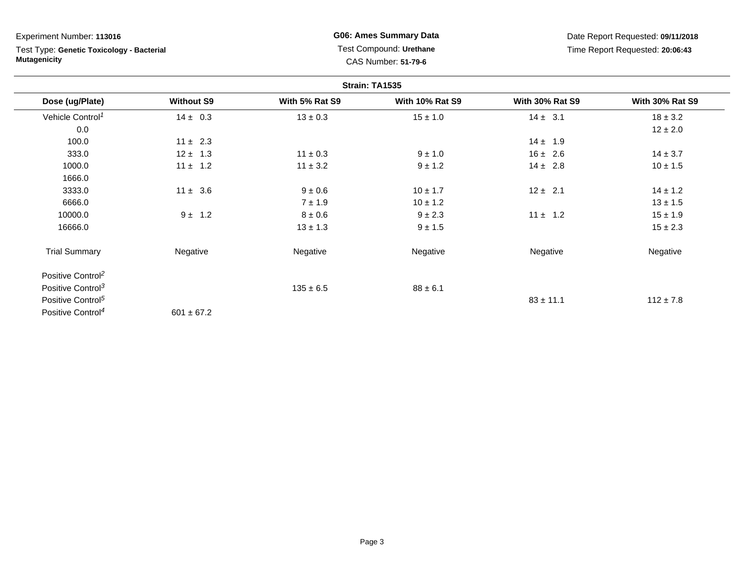Experiment Number: **113016**

Test Type: **Genetic Toxicology - Bacterial Mutagenicity**

**G06: Ames Summary Data**

Test Compound: **Urethane**

CAS Number: **51-79-6**

Date Report Requested: **09/11/2018**

Time Report Requested: **20:06:43**

**Strain: TA1535**

| Dose (ug/Plate) | Without S9 | With 5% Rat S9 | With 10% Rat S9 | With 30% Rat S9 | With 30% Rat S9 |
|---|---|---|---|---|---|
| Vehicle Control[1] | 14 ± 0.3 | 13 ± 0.3 | 15 ± 1.0 | 14 ± 3.1 | 18 ± 3.2 |
| 0.0 | | | | | 12 ± 2.0 |
| 100.0 | 11 ± 2.3 | | | 14 ± 1.9 | |
| 333.0 | 12 ± 1.3 | 11 ± 0.3 | 9 ± 1.0 | 16 ± 2.6 | 14 ± 3.7 |
| 1000.0 | 11 ± 1.2 | 11 ± 3.2 | 9 ± 1.2 | 14 ± 2.8 | 10 ± 1.5 |
| 1666.0 | | | | | |
| 3333.0 | 11 ± 3.6 | 9 ± 0.6 | 10 ± 1.7 | 12 ± 2.1 | 14 ± 1.2 |
| 6666.0 | | 7 ± 1.9 | 10 ± 1.2 | | 13 ± 1.5 |
| 10000.0 | 9 ± 1.2 | 8 ± 0.6 | 9 ± 2.3 | 11 ± 1.2 | 15 ± 1.9 |
| 16666.0 | | 13 ± 1.3 | 9 ± 1.5 | | 15 ± 2.3 |
| Trial Summary | Negative | Negative | Negative | Negative | Negative |
| Positive Control[2] | | | | | |
| Positive Control[3] | | 135 ± 6.5 | 88 ± 6.1 | | |
| Positive Control[5] | | | | 83 ± 11.1 | 112 ± 7.8 |
| Positive Control[4] | 601 ± 67.2 | | | | |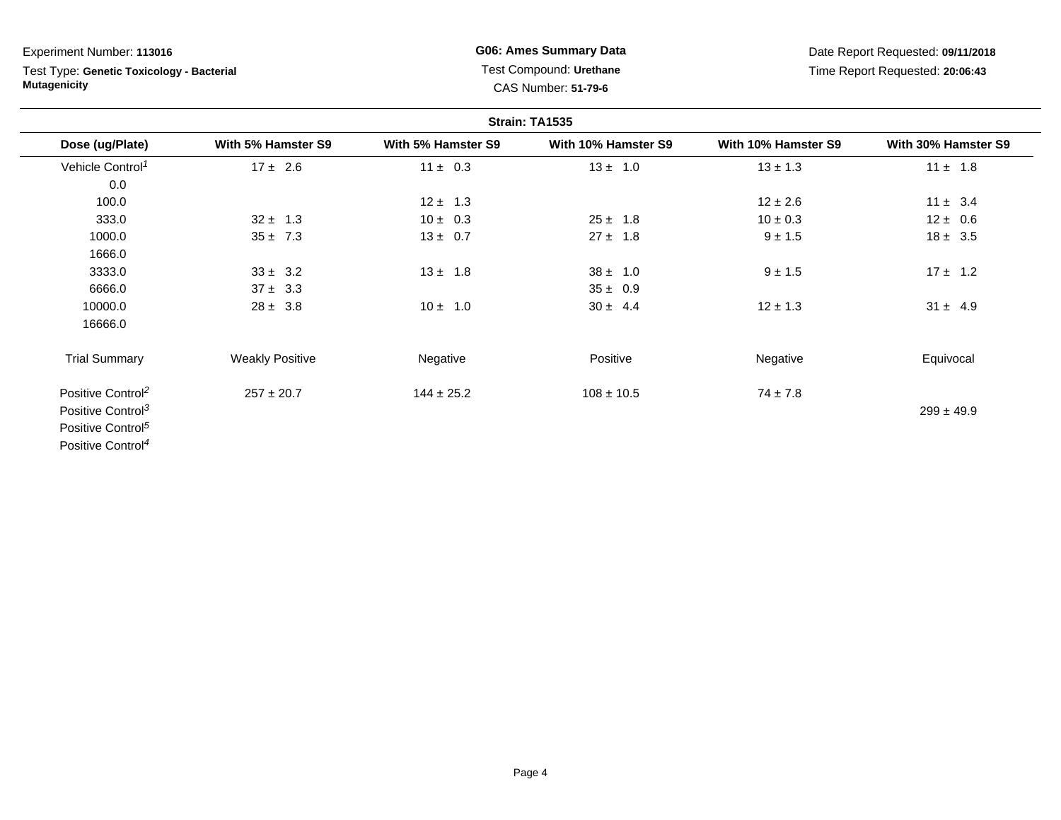Experiment Number: **113016**

Test Type: **Genetic Toxicology - Bacterial Mutagenicity**

**G06: Ames Summary Data**

Test Compound: **Urethane**

CAS Number: **51-79-6**

Date Report Requested: **09/11/2018**

Time Report Requested: **20:06:43**

**Strain: TA1535**

| Dose (ug/Plate) | With 5% Hamster S9 | With 5% Hamster S9 | With 10% Hamster S9 | With 10% Hamster S9 | With 30% Hamster S9 |
|---|---|---|---|---|---|
| Vehicle Control[1] | 17 ± 2.6 | 11 ± 0.3 | 13 ± 1.0 | 13 ± 1.3 | 11 ± 1.8 |
| 0.0 | | | | | |
| 100.0 | | 12 ± 1.3 | | 12 ± 2.6 | 11 ± 3.4 |
| 333.0 | 32 ± 1.3 | 10 ± 0.3 | 25 ± 1.8 | 10 ± 0.3 | 12 ± 0.6 |
| 1000.0 | 35 ± 7.3 | 13 ± 0.7 | 27 ± 1.8 | 9 ± 1.5 | 18 ± 3.5 |
| 1666.0 | | | | | |
| 3333.0 | 33 ± 3.2 | 13 ± 1.8 | 38 ± 1.0 | 9 ± 1.5 | 17 ± 1.2 |
| 6666.0 | 37 ± 3.3 | | 35 ± 0.9 | | |
| 10000.0 | 28 ± 3.8 | 10 ± 1.0 | 30 ± 4.4 | 12 ± 1.3 | 31 ± 4.9 |
| 16666.0 | | | | | |
| Trial Summary | Weakly Positive | Negative | Positive | Negative | Equivocal |
| Positive Control[2] | 257 ± 20.7 | 144 ± 25.2 | 108 ± 10.5 | 74 ± 7.8 | |
| Positive Control[3] | | | | | 299 ± 49.9 |
| Positive Control[5] | | | | | |
| Positive Control[4] | | | | | |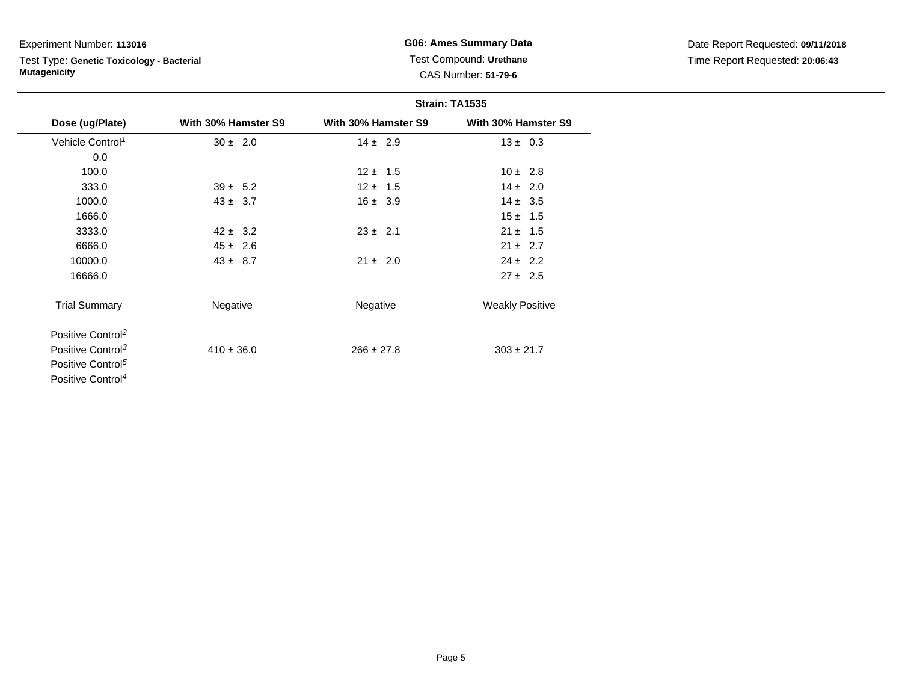Experiment Number: **113016**

Test Type: **Genetic Toxicology - Bacterial Mutagenicity**

**G06: Ames Summary Data**

Test Compound: **Urethane**

CAS Number: **51-79-6**

Date Report Requested: **09/11/2018**

Time Report Requested: **20:06:43**

**Strain: TA1535**

| Dose (ug/Plate) | With 30% Hamster S9 | With 30% Hamster S9 | With 30% Hamster S9 |
|---|---|---|---|
| Vehicle Control[1] | 30 ± 2.0 | 14 ± 2.9 | 13 ± 0.3 |
| 0.0 | | | |
| 100.0 | | 12 ± 1.5 | 10 ± 2.8 |
| 333.0 | 39 ± 5.2 | 12 ± 1.5 | 14 ± 2.0 |
| 1000.0 | 43 ± 3.7 | 16 ± 3.9 | 14 ± 3.5 |
| 1666.0 | | | 15 ± 1.5 |
| 3333.0 | 42 ± 3.2 | 23 ± 2.1 | 21 ± 1.5 |
| 6666.0 | 45 ± 2.6 | | 21 ± 2.7 |
| 10000.0 | 43 ± 8.7 | 21 ± 2.0 | 24 ± 2.2 |
| 16666.0 | | | 27 ± 2.5 |
| Trial Summary | Negative | Negative | Weakly Positive |
| Positive Control[2] | | | |
| Positive Control[3] | 410 ± 36.0 | 266 ± 27.8 | 303 ± 21.7 |
| Positive Control[5] | | | |
| Positive Control[4] | | | |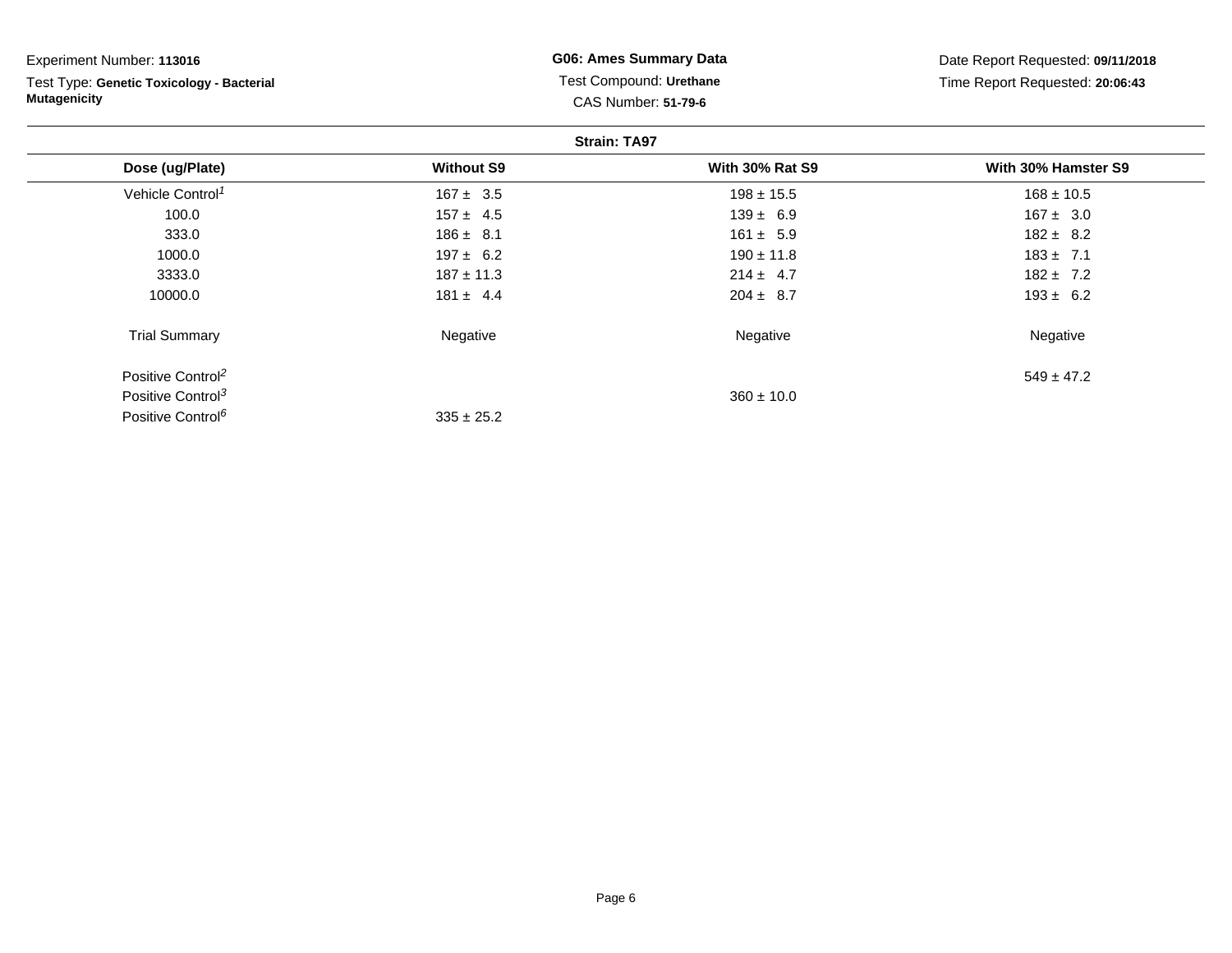Experiment Number: **113016**

Test Type: **Genetic Toxicology - Bacterial Mutagenicity**

**G06: Ames Summary Data**

Test Compound: **Urethane**

CAS Number: **51-79-6**

Date Report Requested: **09/11/2018**

Time Report Requested: **20:06:43**

**Strain: TA97**

| Dose (ug/Plate) | Without S9 | With 30% Rat S9 | With 30% Hamster S9 |
|---|---|---|---|
| Vehicle Control[1] | 167 ± 3.5 | 198 ± 15.5 | 168 ± 10.5 |
| 100.0 | 157 ± 4.5 | 139 ± 6.9 | 167 ± 3.0 |
| 333.0 | 186 ± 8.1 | 161 ± 5.9 | 182 ± 8.2 |
| 1000.0 | 197 ± 6.2 | 190 ± 11.8 | 183 ± 7.1 |
| 3333.0 | 187 ± 11.3 | 214 ± 4.7 | 182 ± 7.2 |
| 10000.0 | 181 ± 4.4 | 204 ± 8.7 | 193 ± 6.2 |
| Trial Summary | Negative | Negative | Negative |
| Positive Control[2] | | | 549 ± 47.2 |
| Positive Control[3] | | 360 ± 10.0 | |
| Positive Control[6] | 335 ± 25.2 | | |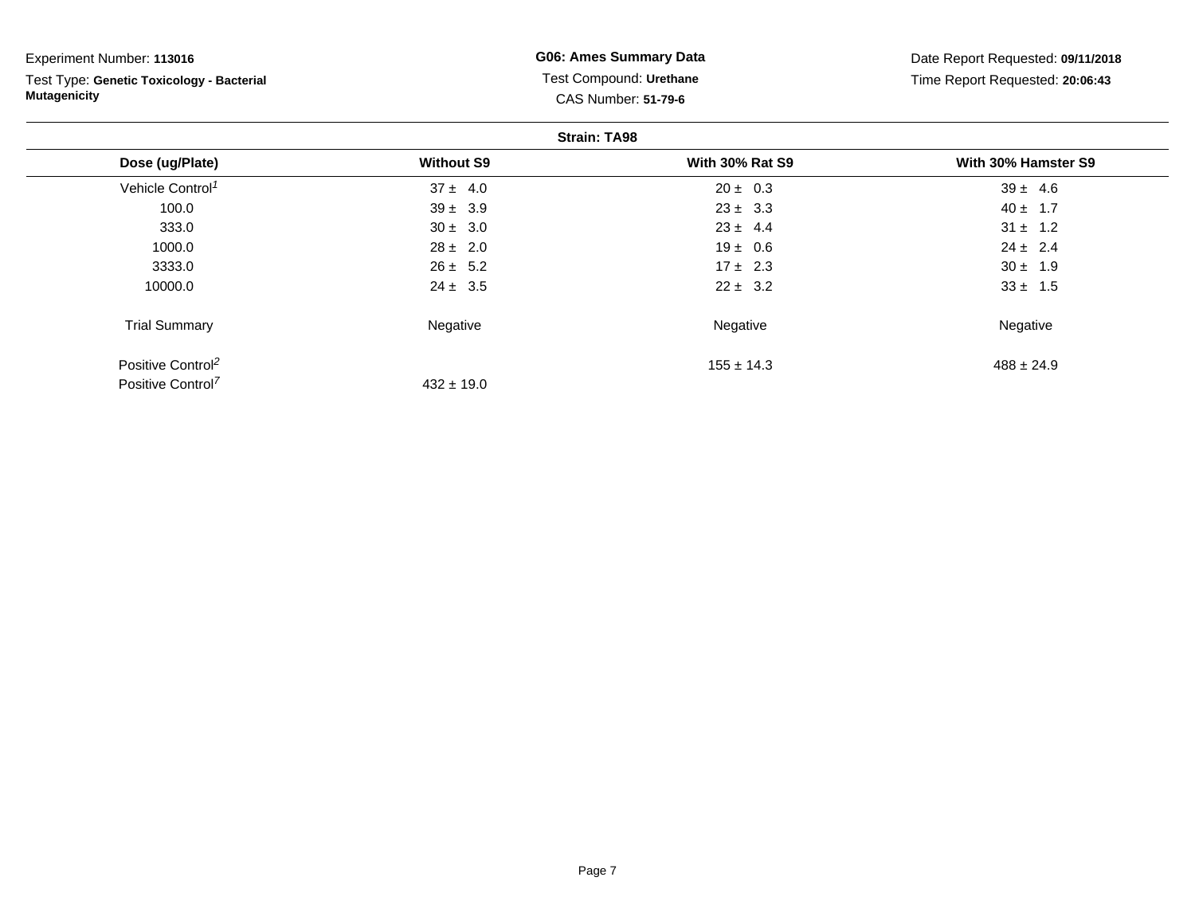Experiment Number: **113016**

Test Type: **Genetic Toxicology - Bacterial Mutagenicity**

**G06: Ames Summary Data**

Test Compound: **Urethane**

CAS Number: **51-79-6**

Date Report Requested: **09/11/2018**

Time Report Requested: **20:06:43**

**Strain: TA98**

| Dose (ug/Plate) | Without S9 | With 30% Rat S9 | With 30% Hamster S9 |
|---|---|---|---|
| Vehicle Control[1] | 37 ± 4.0 | 20 ± 0.3 | 39 ± 4.6 |
| 100.0 | 39 ± 3.9 | 23 ± 3.3 | 40 ± 1.7 |
| 333.0 | 30 ± 3.0 | 23 ± 4.4 | 31 ± 1.2 |
| 1000.0 | 28 ± 2.0 | 19 ± 0.6 | 24 ± 2.4 |
| 3333.0 | 26 ± 5.2 | 17 ± 2.3 | 30 ± 1.9 |
| 10000.0 | 24 ± 3.5 | 22 ± 3.2 | 33 ± 1.5 |
| Trial Summary | Negative | Negative | Negative |
| Positive Control[2] | | 155 ± 14.3 | 488 ± 24.9 |
| Positive Control[7] | 432 ± 19.0 | | |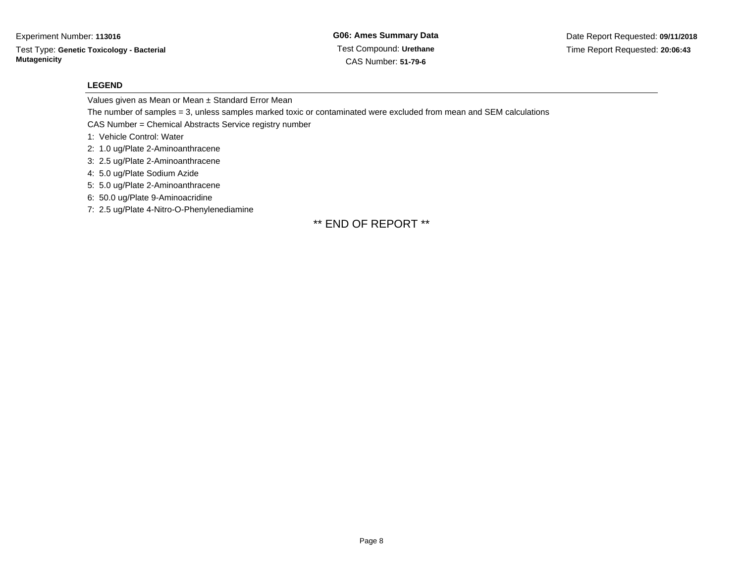Experiment Number: **113016**

Test Type: **Genetic Toxicology - Bacterial Mutagenicity**

**G06: Ames Summary Data**

Test Compound: **Urethane**

CAS Number: **51-79-6**

Date Report Requested: **09/11/2018**

Time Report Requested: **20:06:43**

**LEGEND**

Values given as Mean or Mean ± Standard Error Mean

The number of samples = 3, unless samples marked toxic or contaminated were excluded from mean and SEM calculations

CAS Number = Chemical Abstracts Service registry number

1: Vehicle Control: Water

2: 1.0 ug/Plate 2-Aminoanthracene

3: 2.5 ug/Plate 2-Aminoanthracene

4: 5.0 ug/Plate Sodium Azide

5: 5.0 ug/Plate 2-Aminoanthracene

6: 50.0 ug/Plate 9-Aminoacridine

7: 2.5 ug/Plate 4-Nitro-O-Phenylenediamine

** END OF REPORT **